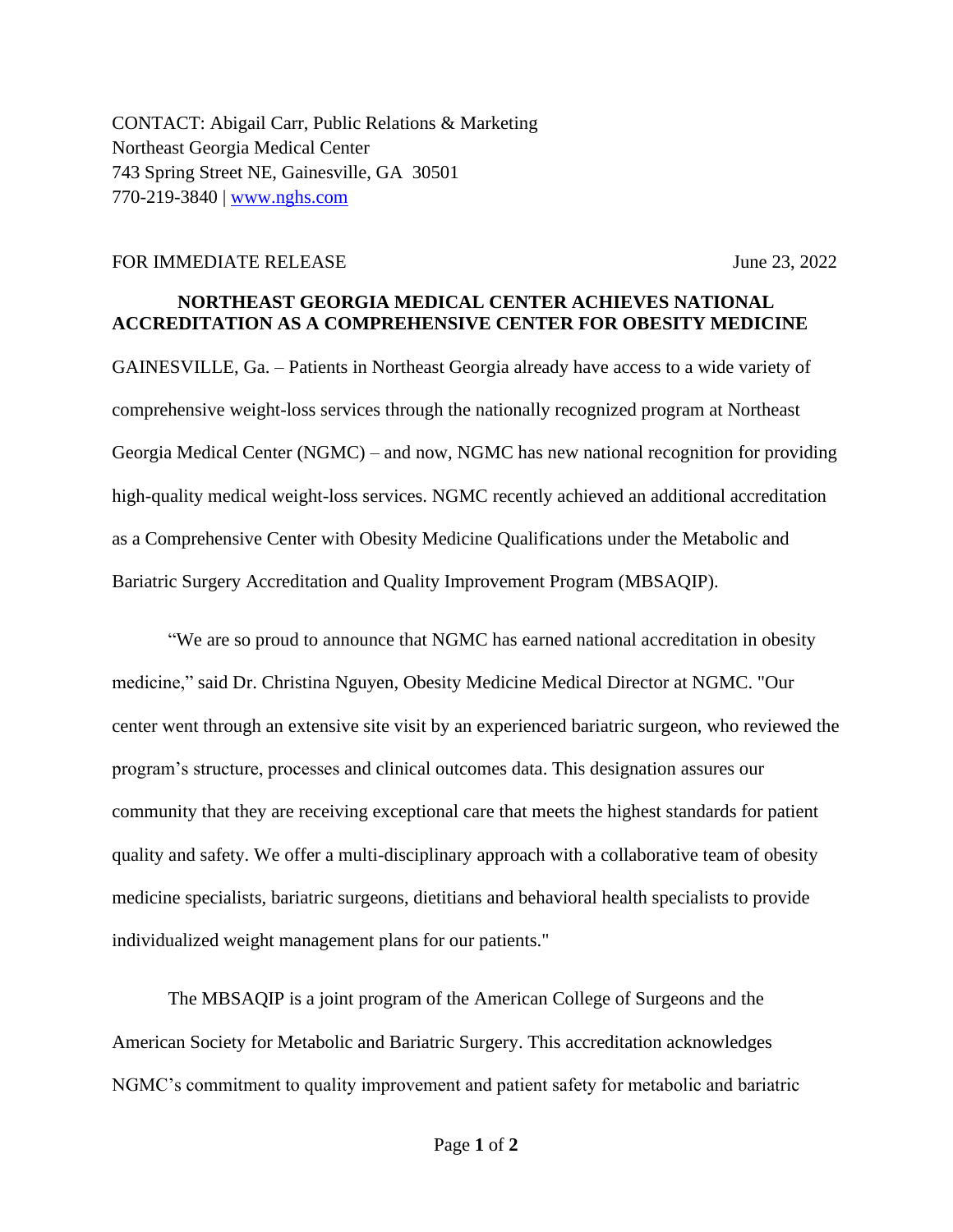CONTACT: Abigail Carr, Public Relations & Marketing
Northeast Georgia Medical Center
743 Spring Street NE, Gainesville, GA 30501
770-219-3840 | [www.nghs.com](http://www.nghs.com)

FOR IMMEDIATE RELEASE June 23, 2022

## NORTHEAST GEORGIA MEDICAL CENTER ACHIEVES NATIONAL ACCREDITATION AS A COMPREHENSIVE CENTER FOR OBESITY MEDICINE

GAINESVILLE, Ga. – Patients in Northeast Georgia already have access to a wide variety of comprehensive weight-loss services through the nationally recognized program at Northeast Georgia Medical Center (NGMC) – and now, NGMC has new national recognition for providing high-quality medical weight-loss services. NGMC recently achieved an additional accreditation as a Comprehensive Center with Obesity Medicine Qualifications under the Metabolic and Bariatric Surgery Accreditation and Quality Improvement Program (MBSAQIP).

"We are so proud to announce that NGMC has earned national accreditation in obesity medicine," said Dr. Christina Nguyen, Obesity Medicine Medical Director at NGMC. "Our center went through an extensive site visit by an experienced bariatric surgeon, who reviewed the program's structure, processes and clinical outcomes data. This designation assures our community that they are receiving exceptional care that meets the highest standards for patient quality and safety. We offer a multi-disciplinary approach with a collaborative team of obesity medicine specialists, bariatric surgeons, dietitians and behavioral health specialists to provide individualized weight management plans for our patients."

The MBSAQIP is a joint program of the American College of Surgeons and the American Society for Metabolic and Bariatric Surgery. This accreditation acknowledges NGMC's commitment to quality improvement and patient safety for metabolic and bariatric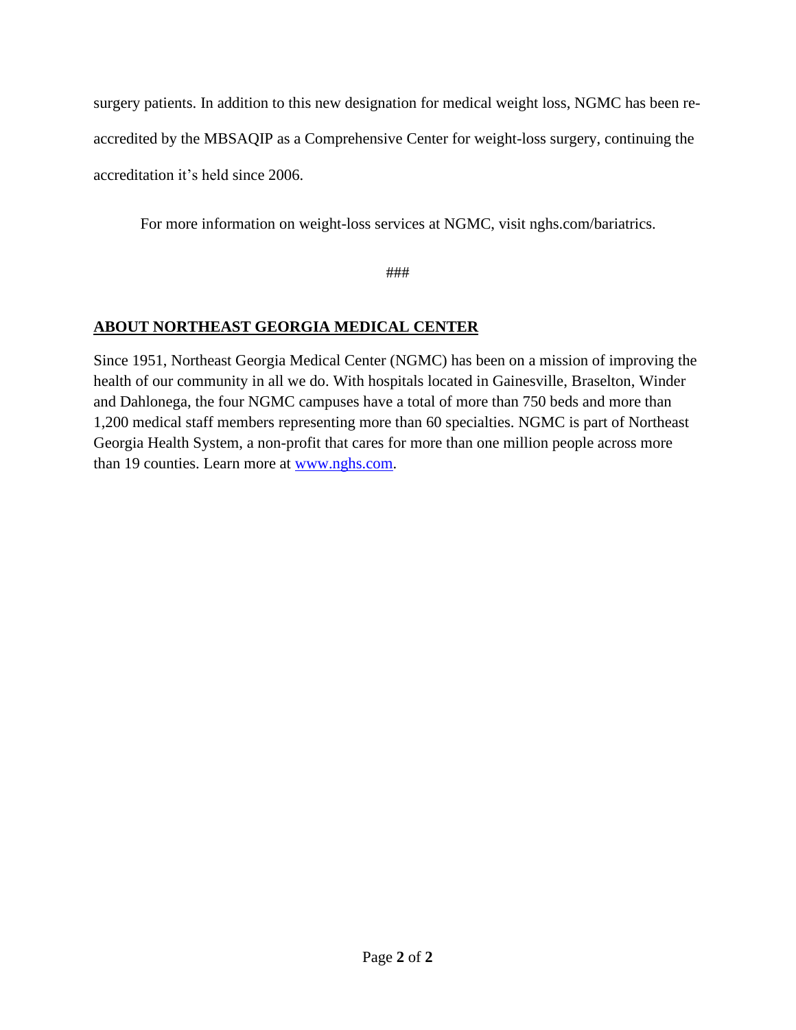surgery patients. In addition to this new designation for medical weight loss, NGMC has been re-accredited by the MBSAQIP as a Comprehensive Center for weight-loss surgery, continuing the accreditation it's held since 2006.

For more information on weight-loss services at NGMC, visit nghs.com/bariatrics.

###

## ABOUT NORTHEAST GEORGIA MEDICAL CENTER

Since 1951, Northeast Georgia Medical Center (NGMC) has been on a mission of improving the health of our community in all we do. With hospitals located in Gainesville, Braselton, Winder and Dahlonega, the four NGMC campuses have a total of more than 750 beds and more than 1,200 medical staff members representing more than 60 specialties. NGMC is part of Northeast Georgia Health System, a non-profit that cares for more than one million people across more than 19 counties. Learn more at [www.nghs.com](http://www.nghs.com).